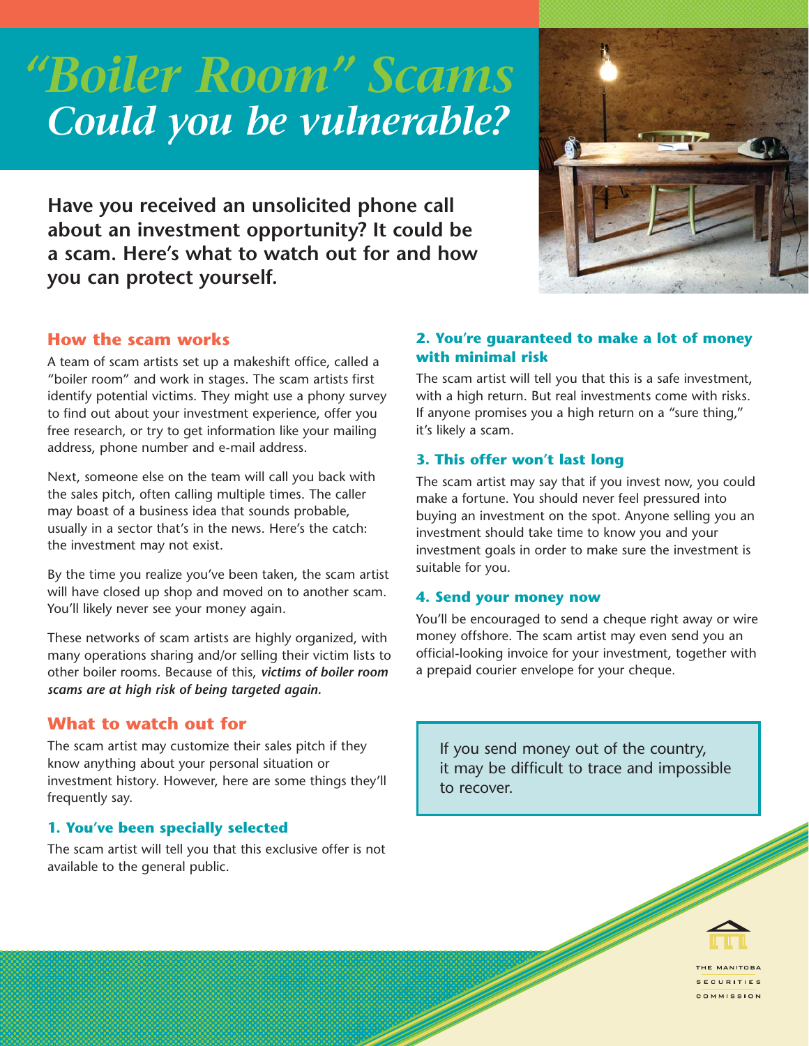# "Boiler Room" Scams
## Could you be vulnerable?

**Have you received an unsolicited phone call about an investment opportunity? It could be a scam. Here's what to watch out for and how you can protect yourself.**

### How the scam works

A team of scam artists set up a makeshift office, called a "boiler room" and work in stages. The scam artists first identify potential victims. They might use a phony survey to find out about your investment experience, offer you free research, or try to get information like your mailing address, phone number and e-mail address.

Next, someone else on the team will call you back with the sales pitch, often calling multiple times. The caller may boast of a business idea that sounds probable, usually in a sector that's in the news. Here's the catch: the investment may not exist.

By the time you realize you've been taken, the scam artist will have closed up shop and moved on to another scam. You'll likely never see your money again.

These networks of scam artists are highly organized, with many operations sharing and/or selling their victim lists to other boiler rooms. Because of this, ***victims of boiler room scams are at high risk of being targeted again.***

### What to watch out for

The scam artist may customize their sales pitch if they know anything about your personal situation or investment history. However, here are some things they'll frequently say.

#### 1. You've been specially selected

The scam artist will tell you that this exclusive offer is not available to the general public.

#### 2. You're guaranteed to make a lot of money with minimal risk

The scam artist will tell you that this is a safe investment, with a high return. But real investments come with risks. If anyone promises you a high return on a "sure thing," it's likely a scam.

#### 3. This offer won't last long

The scam artist may say that if you invest now, you could make a fortune. You should never feel pressured into buying an investment on the spot. Anyone selling you an investment should take time to know you and your investment goals in order to make sure the investment is suitable for you.

#### 4. Send your money now

You'll be encouraged to send a cheque right away or wire money offshore. The scam artist may even send you an official-looking invoice for your investment, together with a prepaid courier envelope for your cheque.

> If you send money out of the country, it may be difficult to trace and impossible to recover.

THE MANITOBA SECURITIES COMMISSION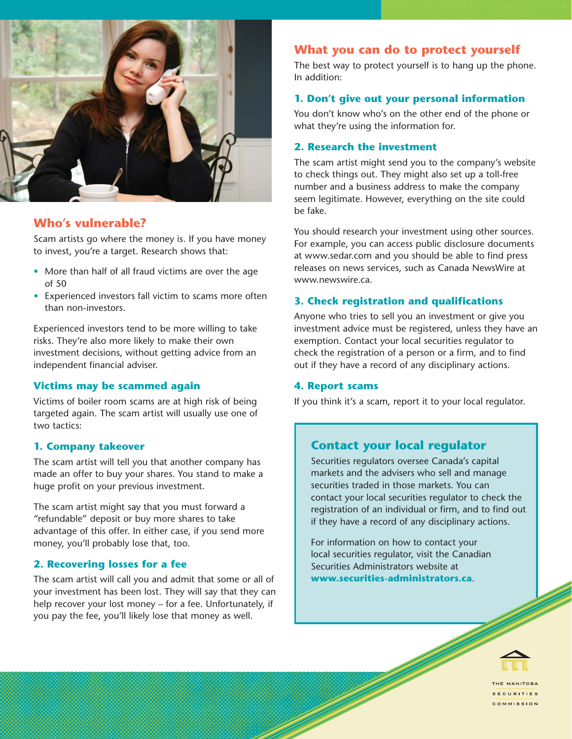## Who's vulnerable?

Scam artists go where the money is. If you have money to invest, you're a target. Research shows that:

- More than half of all fraud victims are over the age of 50
- Experienced investors fall victim to scams more often than non-investors.

Experienced investors tend to be more willing to take risks. They're also more likely to make their own investment decisions, without getting advice from an independent financial adviser.

### Victims may be scammed again

Victims of boiler room scams are at high risk of being targeted again. The scam artist will usually use one of two tactics:

### 1. Company takeover

The scam artist will tell you that another company has made an offer to buy your shares. You stand to make a huge profit on your previous investment.

The scam artist might say that you must forward a "refundable" deposit or buy more shares to take advantage of this offer. In either case, if you send more money, you'll probably lose that, too.

### 2. Recovering losses for a fee

The scam artist will call you and admit that some or all of your investment has been lost. They will say that they can help recover your lost money – for a fee. Unfortunately, if you pay the fee, you'll likely lose that money as well.

## What you can do to protect yourself

The best way to protect yourself is to hang up the phone. In addition:

### 1. Don't give out your personal information

You don't know who's on the other end of the phone or what they're using the information for.

### 2. Research the investment

The scam artist might send you to the company's website to check things out. They might also set up a toll-free number and a business address to make the company seem legitimate. However, everything on the site could be fake.

You should research your investment using other sources. For example, you can access public disclosure documents at www.sedar.com and you should be able to find press releases on news services, such as Canada NewsWire at www.newswire.ca.

### 3. Check registration and qualifications

Anyone who tries to sell you an investment or give you investment advice must be registered, unless they have an exemption. Contact your local securities regulator to check the registration of a person or a firm, and to find out if they have a record of any disciplinary actions.

### 4. Report scams

If you think it's a scam, report it to your local regulator.

## Contact your local regulator

Securities regulators oversee Canada's capital markets and the advisers who sell and manage securities traded in those markets. You can contact your local securities regulator to check the registration of an individual or firm, and to find out if they have a record of any disciplinary actions.

For information on how to contact your local securities regulator, visit the Canadian Securities Administrators website at **www.securities-administrators.ca**.

THE MANITOBA SECURITIES COMMISSION